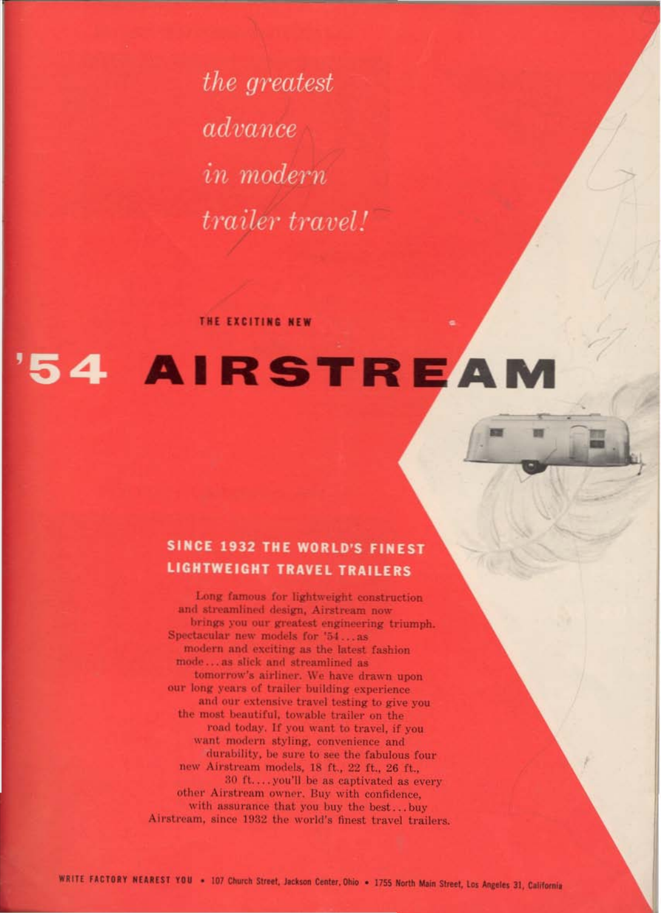*the greatest*
*advance*
*in modern*
*trailer travel!*

THE EXCITING NEW

# '54 AIRSTREAM

## SINCE 1932 THE WORLD'S FINEST LIGHTWEIGHT TRAVEL TRAILERS

Long famous for lightweight construction and streamlined design, Airstream now brings you our greatest engineering triumph. Spectacular new models for '54 ... as modern and exciting as the latest fashion mode ... as slick and streamlined as tomorrow's airliner. We have drawn upon our long years of trailer building experience and our extensive travel testing to give you the most beautiful, towable trailer on the road today. If you want to travel, if you want modern styling, convenience and durability, be sure to see the fabulous four new Airstream models, 18 ft., 22 ft., 26 ft., 30 ft. ... you'll be as captivated as every other Airstream owner. Buy with confidence, with assurance that you buy the best ... buy Airstream, since 1932 the world's finest travel trailers.

WRITE FACTORY NEAREST YOU • 107 Church Street, Jackson Center, Ohio • 1755 North Main Street, Los Angeles 31, California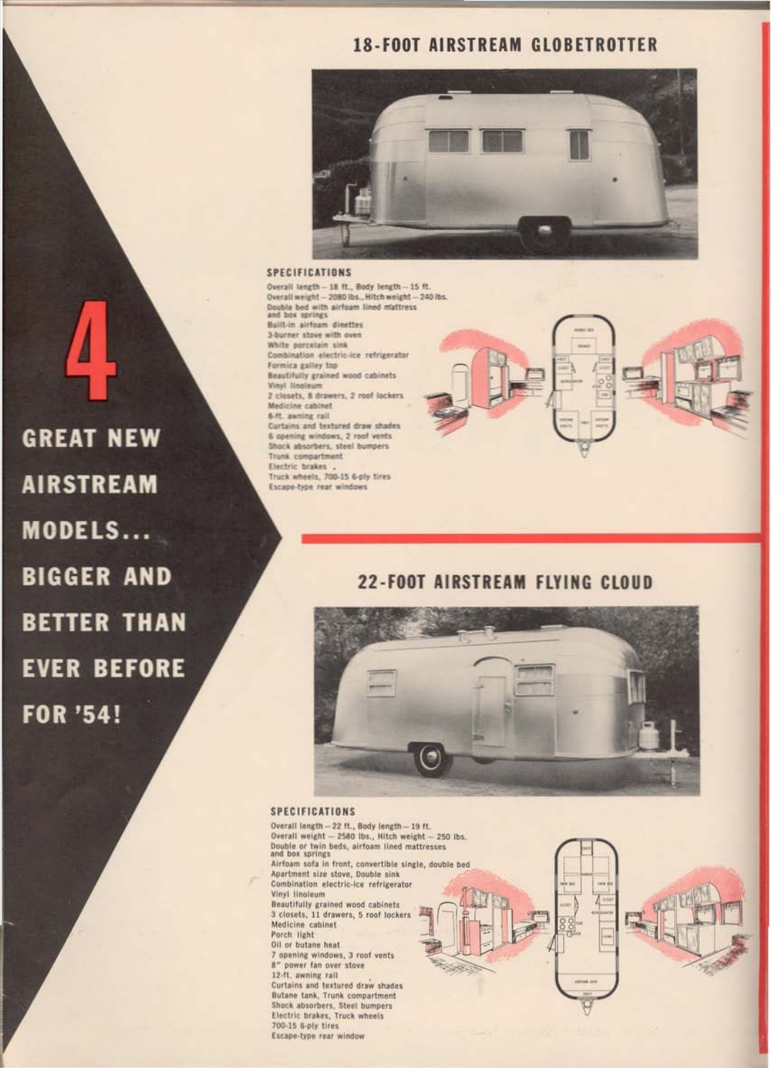# 4 GREAT NEW AIRSTREAM MODELS... BIGGER AND BETTER THAN EVER BEFORE FOR '54!

## 18-FOOT AIRSTREAM GLOBETROTTER

### SPECIFICATIONS

Overall length – 18 ft., Body length – 15 ft.
Overall weight – 2080 lbs., Hitch weight – 240 lbs.
Double bed with airfoam lined mattress and box springs
Built-in airfoam dinettes
3-burner stove with oven
White porcelain sink
Combination electric-ice refrigerator
Formica galley top
Beautifully grained wood cabinets
Vinyl linoleum
2 closets, 8 drawers, 2 roof lockers
Medicine cabinet
8-ft. awning rail
Curtains and textured draw shades
6 opening windows, 2 roof vents
Shock absorbers, steel bumpers
Trunk compartment
Electric brakes
Truck wheels, 700-15 6-ply tires
Escape-type rear windows

## 22-FOOT AIRSTREAM FLYING CLOUD

### SPECIFICATIONS

Overall length – 22 ft., Body length – 19 ft.
Overall weight – 2580 lbs., Hitch weight – 250 lbs.
Double or twin beds, airfoam lined mattresses and box springs
Airfoam sofa in front, convertible single, double bed
Apartment size stove, Double sink
Combination electric-ice refrigerator
Vinyl linoleum
Beautifully grained wood cabinets
3 closets, 11 drawers, 5 roof lockers
Medicine cabinet
Porch light
Oil or butane heat
7 opening windows, 3 roof vents
8" power fan over stove
12-ft. awning rail
Curtains and textured draw shades
Butane tank, Trunk compartment
Shock absorbers, Steel bumpers
Electric brakes, Truck wheels
700-15 6-ply tires
Escape-type rear window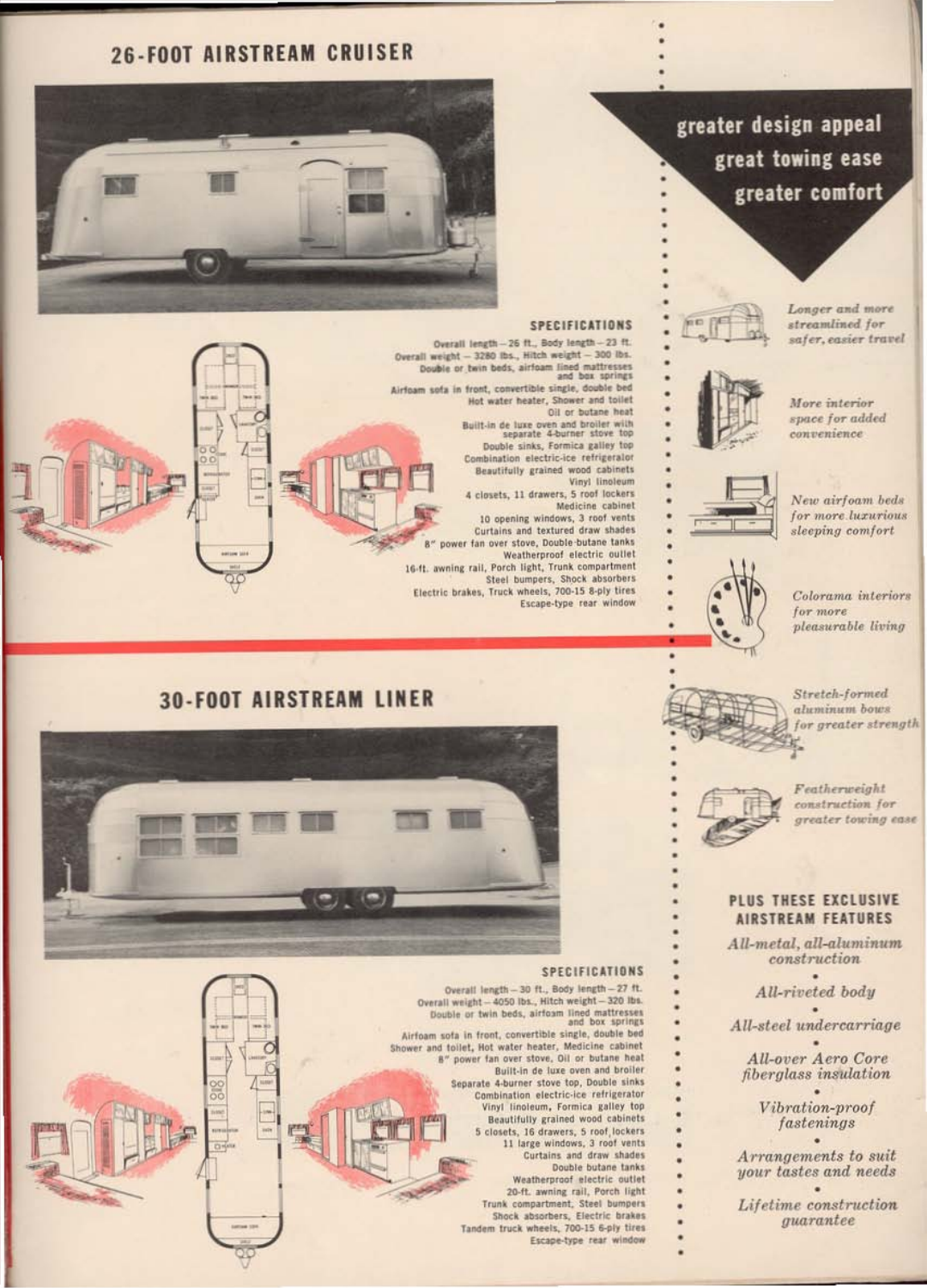## 26-FOOT AIRSTREAM CRUISER

### SPECIFICATIONS

Overall length—26 ft., Body length—23 ft.
Overall weight—3280 lbs., Hitch weight—300 lbs.
Double or twin beds, airfoam lined mattresses and box springs
Airfoam sofa in front, convertible single, double bed
Hot water heater, Shower and toilet
Oil or butane heat
Built-in de luxe oven and broiler with separate 4-burner stove top
Double sinks, Formica galley top
Combination electric-ice refrigerator
Beautifully grained wood cabinets
Vinyl linoleum
4 closets, 11 drawers, 5 roof lockers
Medicine cabinet
10 opening windows, 3 roof vents
Curtains and textured draw shades
8" power fan over stove, Double butane tanks
Weatherproof electric outlet
16-ft. awning rail, Porch light, Trunk compartment
Steel bumpers, Shock absorbers
Electric brakes, Truck wheels, 700-15 8-ply tires
Escape-type rear window

## 30-FOOT AIRSTREAM LINER

### SPECIFICATIONS

Overall length—30 ft., Body length—27 ft.
Overall weight—4050 lbs., Hitch weight—320 lbs.
Double or twin beds, airfoam lined mattresses and box springs
Airfoam sofa in front, convertible single, double bed
Shower and toilet, Hot water heater, Medicine cabinet
8" power fan over stove, Oil or butane heat
Built-in de luxe oven and broiler
Separate 4-burner stove top, Double sinks
Combination electric-ice refrigerator
Vinyl linoleum, Formica galley top
Beautifully grained wood cabinets
5 closets, 16 drawers, 5 roof lockers
11 large windows, 3 roof vents
Curtains and draw shades
Double butane tanks
Weatherproof electric outlet
20-ft. awning rail, Porch light
Trunk compartment, Steel bumpers
Shock absorbers, Electric brakes
Tandem truck wheels, 700-15 6-ply tires
Escape-type rear window

**greater design appeal**
**great towing ease**
**greater comfort**

*Longer and more streamlined for safer, easier travel*

*More interior space for added convenience*

*New airfoam beds for more luxurious sleeping comfort*

*Colorama interiors for more pleasurable living*

*Stretch-formed aluminum bows for greater strength*

*Featherweight construction for greater towing ease*

### PLUS THESE EXCLUSIVE AIRSTREAM FEATURES

*All-metal, all-aluminum construction*

*All-riveted body*

*All-steel undercarriage*

*All-over Aero Core fiberglass insulation*

*Vibration-proof fastenings*

*Arrangements to suit your tastes and needs*

*Lifetime construction guarantee*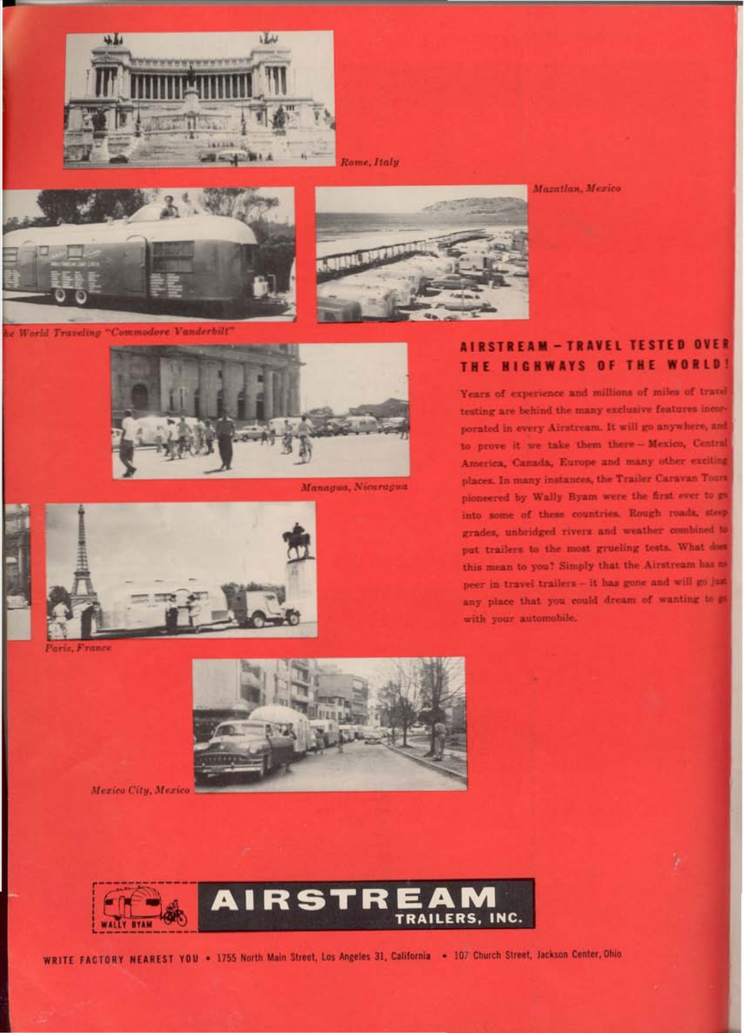Rome, Italy

Mazatlan, Mexico

he World Traveling "Commodore Vanderbilt"

## AIRSTREAM — TRAVEL TESTED OVER THE HIGHWAYS OF THE WORLD!

Years of experience and millions of miles of travel testing are behind the many exclusive features incorporated in every Airstream. It will go anywhere, and to prove it we take them there — Mexico, Central America, Canada, Europe and many other exciting places. In many instances, the Trailer Caravan Tours pioneered by Wally Byam were the first ever to go into some of these countries. Rough roads, steep grades, unbridged rivers and weather combined to put trailers to the most grueling tests. What does this mean to you? Simply that the Airstream has no peer in travel trailers — it has gone and will go just any place that you could dream of wanting to go with your automobile.

Managua, Nicaragua

Paris, France

Mexico City, Mexico

WALLY BYAM

**AIRSTREAM TRAILERS, INC.**

WRITE FACTORY NEAREST YOU • 1755 North Main Street, Los Angeles 31, California • 107 Church Street, Jackson Center, Ohio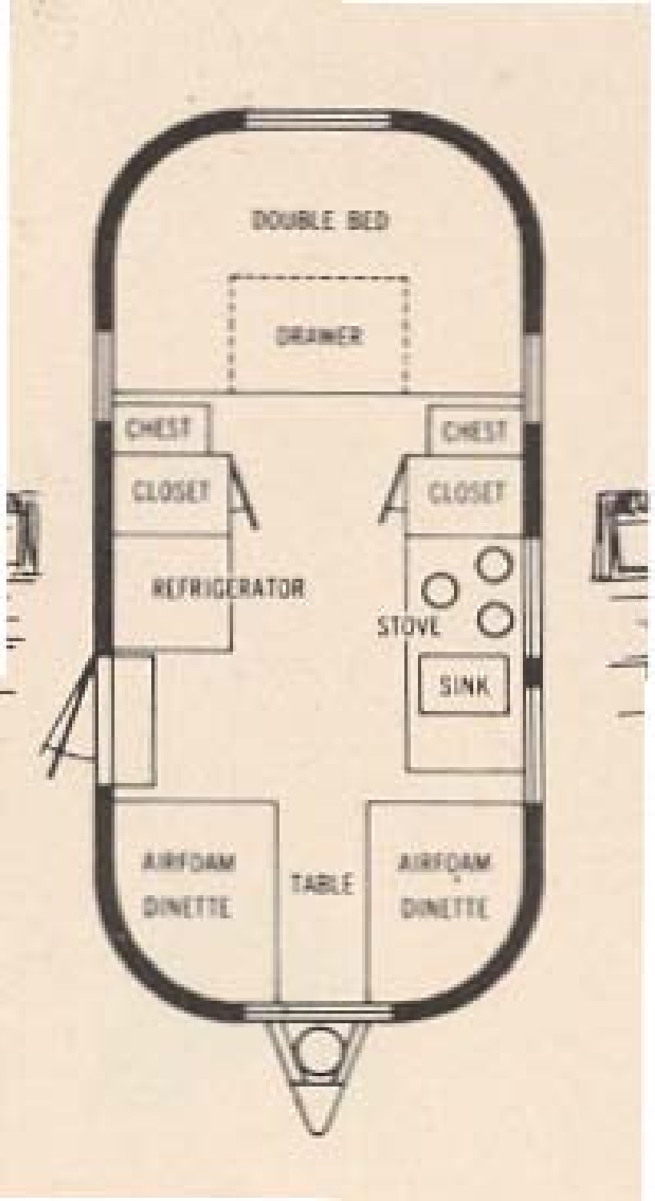DOUBLE BED

DRAWER

CHEST

CHEST

CLOSET

CLOSET

REFRIGERATOR

STOVE

SINK

AIRFOAM DINETTE

TABLE

AIRFOAM DINETTE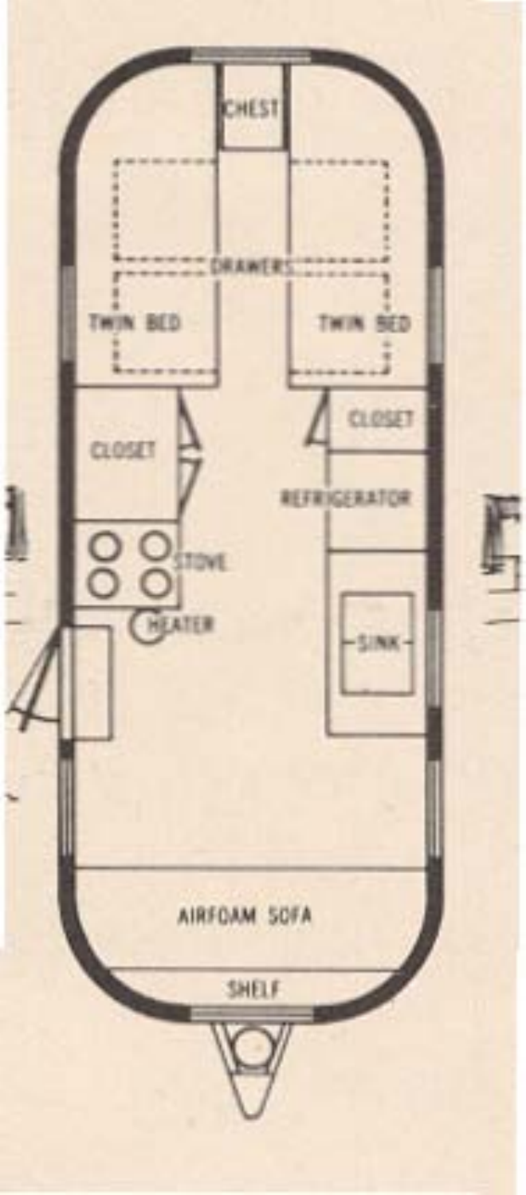CHEST

DRAWERS

TWIN BED

TWIN BED

CLOSET

CLOSET

REFRIGERATOR

STOVE

HEATER

SINK

AIRFOAM SOFA

SHELF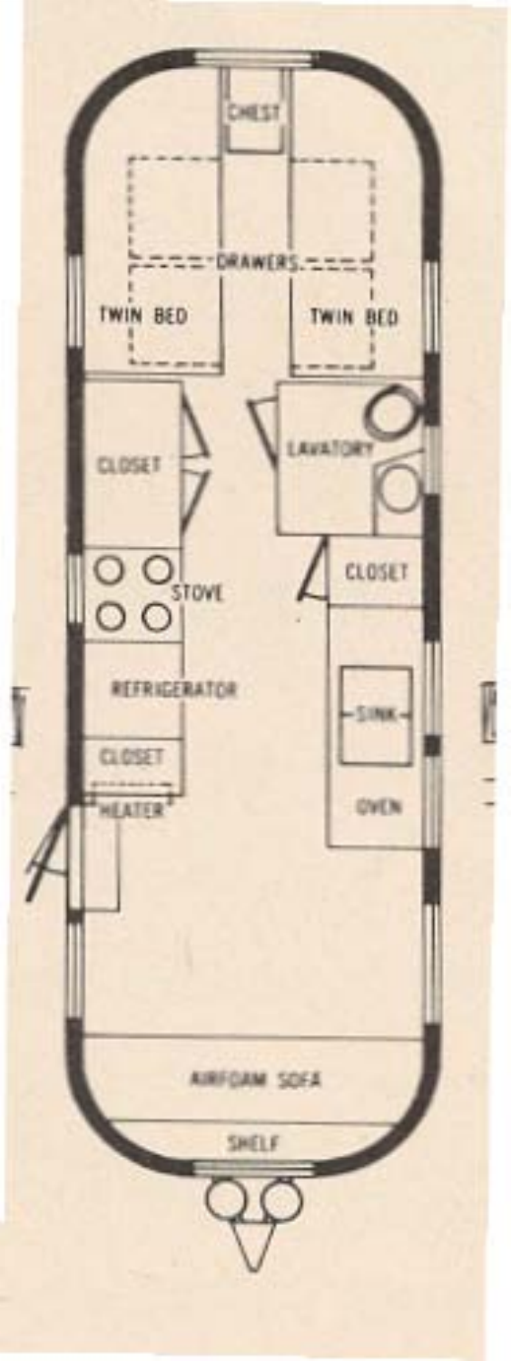CHEST

DRAWERS

TWIN BED

TWIN BED

CLOSET

LAVATORY

STOVE

CLOSET

REFRIGERATOR

SINK

CLOSET

HEATER

OVEN

AIRFOAM SOFA

SHELF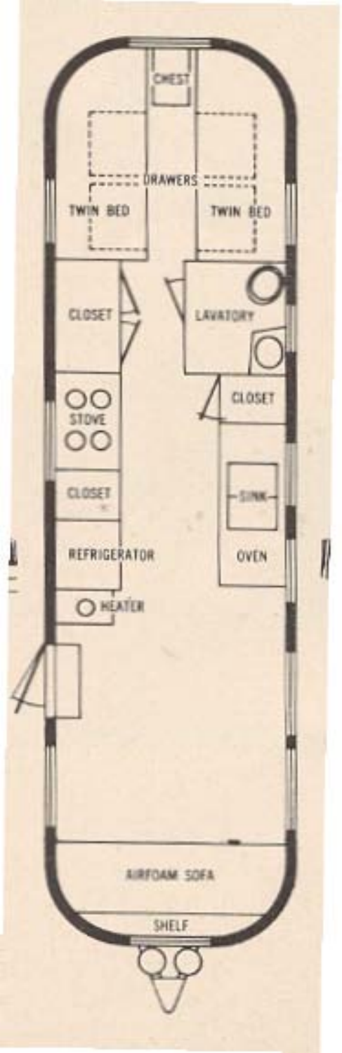CHEST

DRAWERS

TWIN BED

TWIN BED

CLOSET

LAVATORY

STOVE

CLOSET

CLOSET

SINK

REFRIGERATOR

OVEN

HEATER

AIRFOAM SOFA

SHELF